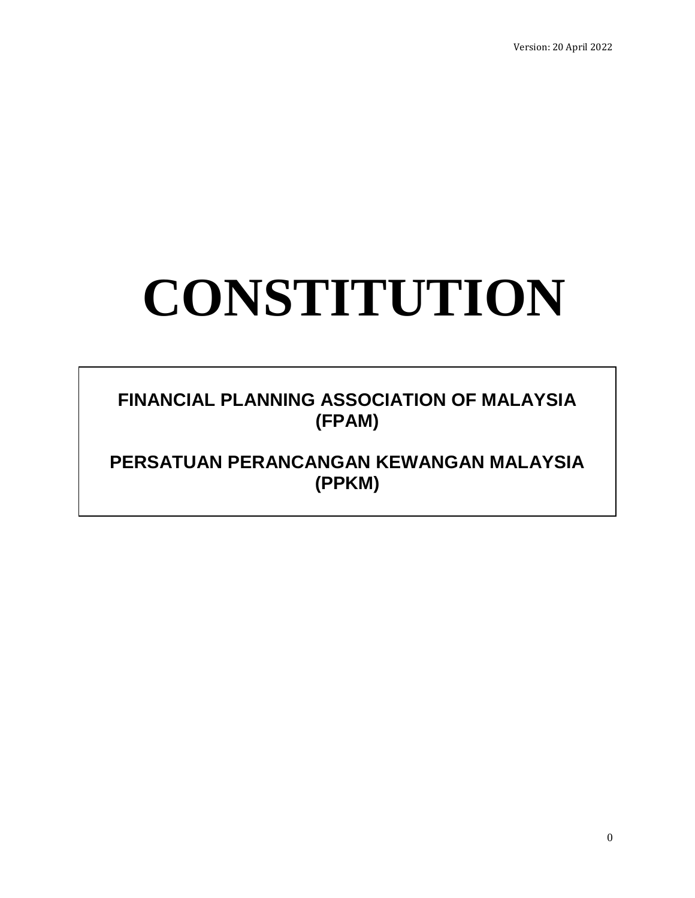Version: 20 April 2022

# CONSTITUTION

**FINANCIAL PLANNING ASSOCIATION OF MALAYSIA (FPAM)**

**PERSATUAN PERANCANGAN KEWANGAN MALAYSIA (PPKM)**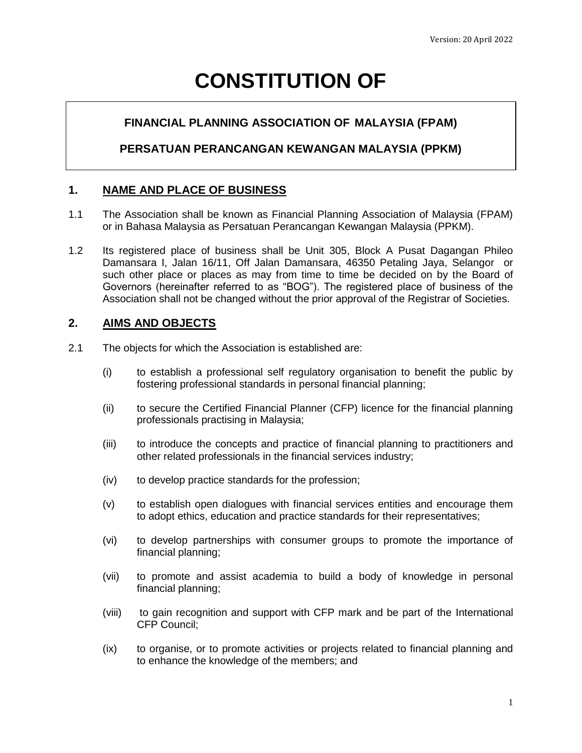# CONSTITUTION OF

**FINANCIAL PLANNING ASSOCIATION OF MALAYSIA (FPAM)**

**PERSATUAN PERANCANGAN KEWANGAN MALAYSIA (PPKM)**

## 1. NAME AND PLACE OF BUSINESS

1.1 The Association shall be known as Financial Planning Association of Malaysia (FPAM) or in Bahasa Malaysia as Persatuan Perancangan Kewangan Malaysia (PPKM).

1.2 Its registered place of business shall be Unit 305, Block A Pusat Dagangan Phileo Damansara I, Jalan 16/11, Off Jalan Damansara, 46350 Petaling Jaya, Selangor or such other place or places as may from time to time be decided on by the Board of Governors (hereinafter referred to as "BOG"). The registered place of business of the Association shall not be changed without the prior approval of the Registrar of Societies.

## 2. AIMS AND OBJECTS

2.1 The objects for which the Association is established are:

(i) to establish a professional self regulatory organisation to benefit the public by fostering professional standards in personal financial planning;

(ii) to secure the Certified Financial Planner (CFP) licence for the financial planning professionals practising in Malaysia;

(iii) to introduce the concepts and practice of financial planning to practitioners and other related professionals in the financial services industry;

(iv) to develop practice standards for the profession;

(v) to establish open dialogues with financial services entities and encourage them to adopt ethics, education and practice standards for their representatives;

(vi) to develop partnerships with consumer groups to promote the importance of financial planning;

(vii) to promote and assist academia to build a body of knowledge in personal financial planning;

(viii) to gain recognition and support with CFP mark and be part of the International CFP Council;

(ix) to organise, or to promote activities or projects related to financial planning and to enhance the knowledge of the members; and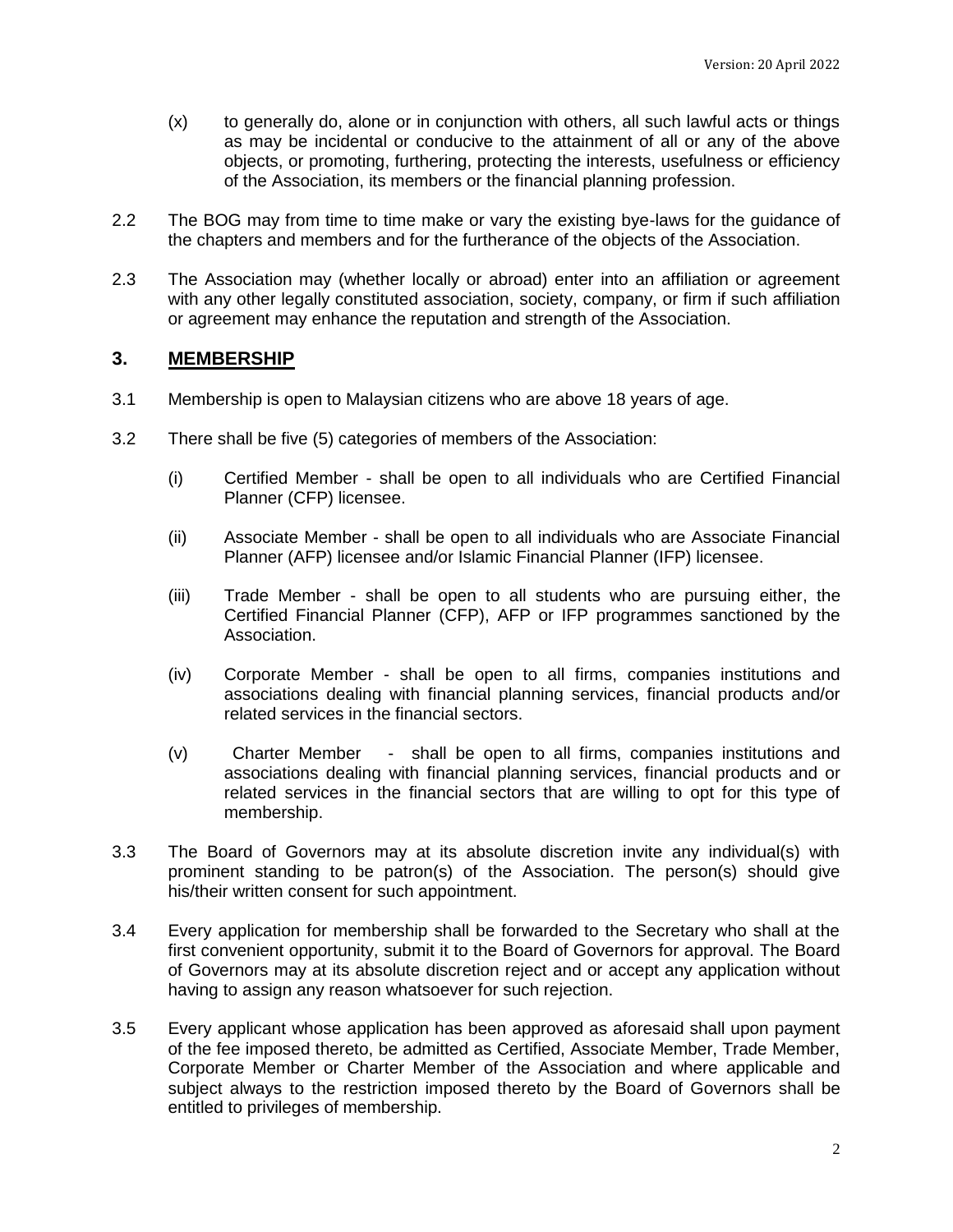(x) to generally do, alone or in conjunction with others, all such lawful acts or things as may be incidental or conducive to the attainment of all or any of the above objects, or promoting, furthering, protecting the interests, usefulness or efficiency of the Association, its members or the financial planning profession.

2.2 The BOG may from time to time make or vary the existing bye-laws for the guidance of the chapters and members and for the furtherance of the objects of the Association.

2.3 The Association may (whether locally or abroad) enter into an affiliation or agreement with any other legally constituted association, society, company, or firm if such affiliation or agreement may enhance the reputation and strength of the Association.

## 3. MEMBERSHIP

3.1 Membership is open to Malaysian citizens who are above 18 years of age.

3.2 There shall be five (5) categories of members of the Association:

(i) Certified Member - shall be open to all individuals who are Certified Financial Planner (CFP) licensee.

(ii) Associate Member - shall be open to all individuals who are Associate Financial Planner (AFP) licensee and/or Islamic Financial Planner (IFP) licensee.

(iii) Trade Member - shall be open to all students who are pursuing either, the Certified Financial Planner (CFP), AFP or IFP programmes sanctioned by the Association.

(iv) Corporate Member - shall be open to all firms, companies institutions and associations dealing with financial planning services, financial products and/or related services in the financial sectors.

(v) Charter Member - shall be open to all firms, companies institutions and associations dealing with financial planning services, financial products and or related services in the financial sectors that are willing to opt for this type of membership.

3.3 The Board of Governors may at its absolute discretion invite any individual(s) with prominent standing to be patron(s) of the Association. The person(s) should give his/their written consent for such appointment.

3.4 Every application for membership shall be forwarded to the Secretary who shall at the first convenient opportunity, submit it to the Board of Governors for approval. The Board of Governors may at its absolute discretion reject and or accept any application without having to assign any reason whatsoever for such rejection.

3.5 Every applicant whose application has been approved as aforesaid shall upon payment of the fee imposed thereto, be admitted as Certified, Associate Member, Trade Member, Corporate Member or Charter Member of the Association and where applicable and subject always to the restriction imposed thereto by the Board of Governors shall be entitled to privileges of membership.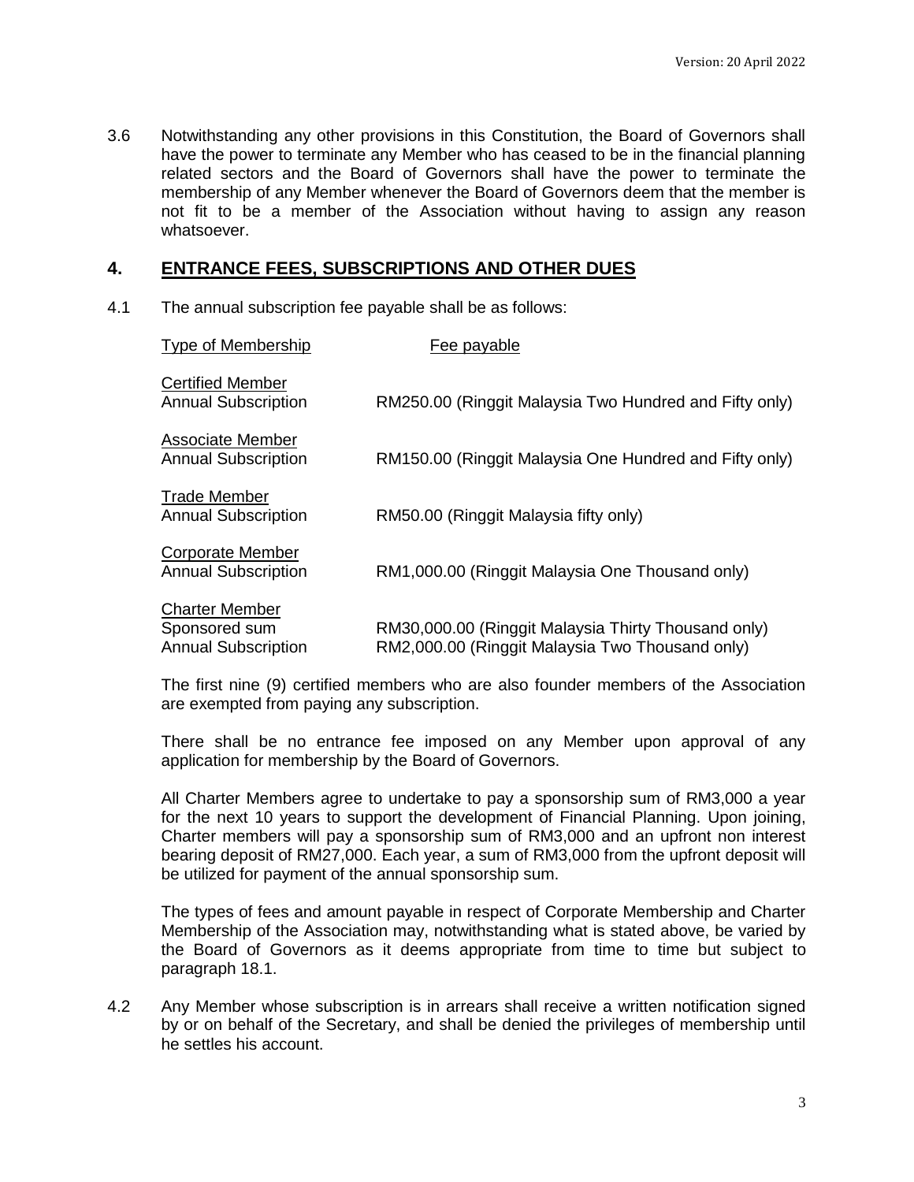3.6 Notwithstanding any other provisions in this Constitution, the Board of Governors shall have the power to terminate any Member who has ceased to be in the financial planning related sectors and the Board of Governors shall have the power to terminate the membership of any Member whenever the Board of Governors deem that the member is not fit to be a member of the Association without having to assign any reason whatsoever.

## 4. ENTRANCE FEES, SUBSCRIPTIONS AND OTHER DUES

4.1 The annual subscription fee payable shall be as follows:

| Type of Membership | Fee payable |
|---|---|
| Certified Member<br>Annual Subscription | RM250.00 (Ringgit Malaysia Two Hundred and Fifty only) |
| Associate Member<br>Annual Subscription | RM150.00 (Ringgit Malaysia One Hundred and Fifty only) |
| Trade Member<br>Annual Subscription | RM50.00 (Ringgit Malaysia fifty only) |
| Corporate Member<br>Annual Subscription | RM1,000.00 (Ringgit Malaysia One Thousand only) |
| Charter Member<br>Sponsored sum<br>Annual Subscription | <br>RM30,000.00 (Ringgit Malaysia Thirty Thousand only)<br>RM2,000.00 (Ringgit Malaysia Two Thousand only) |

The first nine (9) certified members who are also founder members of the Association are exempted from paying any subscription.

There shall be no entrance fee imposed on any Member upon approval of any application for membership by the Board of Governors.

All Charter Members agree to undertake to pay a sponsorship sum of RM3,000 a year for the next 10 years to support the development of Financial Planning. Upon joining, Charter members will pay a sponsorship sum of RM3,000 and an upfront non interest bearing deposit of RM27,000. Each year, a sum of RM3,000 from the upfront deposit will be utilized for payment of the annual sponsorship sum.

The types of fees and amount payable in respect of Corporate Membership and Charter Membership of the Association may, notwithstanding what is stated above, be varied by the Board of Governors as it deems appropriate from time to time but subject to paragraph 18.1.

4.2 Any Member whose subscription is in arrears shall receive a written notification signed by or on behalf of the Secretary, and shall be denied the privileges of membership until he settles his account.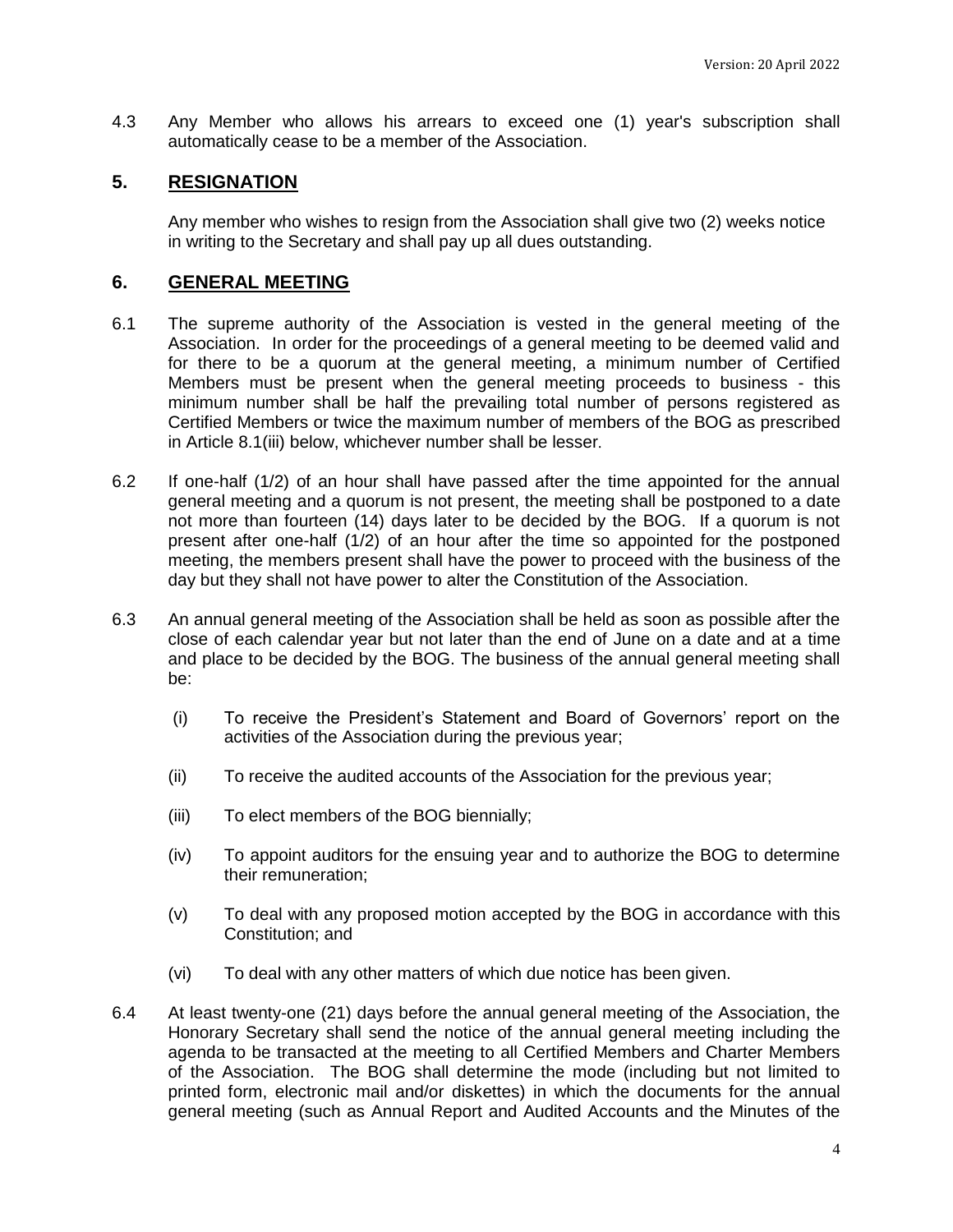4.3 Any Member who allows his arrears to exceed one (1) year's subscription shall automatically cease to be a member of the Association.

## 5. RESIGNATION

Any member who wishes to resign from the Association shall give two (2) weeks notice in writing to the Secretary and shall pay up all dues outstanding.

## 6. GENERAL MEETING

6.1 The supreme authority of the Association is vested in the general meeting of the Association. In order for the proceedings of a general meeting to be deemed valid and for there to be a quorum at the general meeting, a minimum number of Certified Members must be present when the general meeting proceeds to business - this minimum number shall be half the prevailing total number of persons registered as Certified Members or twice the maximum number of members of the BOG as prescribed in Article 8.1(iii) below, whichever number shall be lesser.

6.2 If one-half (1/2) of an hour shall have passed after the time appointed for the annual general meeting and a quorum is not present, the meeting shall be postponed to a date not more than fourteen (14) days later to be decided by the BOG. If a quorum is not present after one-half (1/2) of an hour after the time so appointed for the postponed meeting, the members present shall have the power to proceed with the business of the day but they shall not have power to alter the Constitution of the Association.

6.3 An annual general meeting of the Association shall be held as soon as possible after the close of each calendar year but not later than the end of June on a date and at a time and place to be decided by the BOG. The business of the annual general meeting shall be:

(i) To receive the President's Statement and Board of Governors' report on the activities of the Association during the previous year;

(ii) To receive the audited accounts of the Association for the previous year;

(iii) To elect members of the BOG biennially;

(iv) To appoint auditors for the ensuing year and to authorize the BOG to determine their remuneration;

(v) To deal with any proposed motion accepted by the BOG in accordance with this Constitution; and

(vi) To deal with any other matters of which due notice has been given.

6.4 At least twenty-one (21) days before the annual general meeting of the Association, the Honorary Secretary shall send the notice of the annual general meeting including the agenda to be transacted at the meeting to all Certified Members and Charter Members of the Association. The BOG shall determine the mode (including but not limited to printed form, electronic mail and/or diskettes) in which the documents for the annual general meeting (such as Annual Report and Audited Accounts and the Minutes of the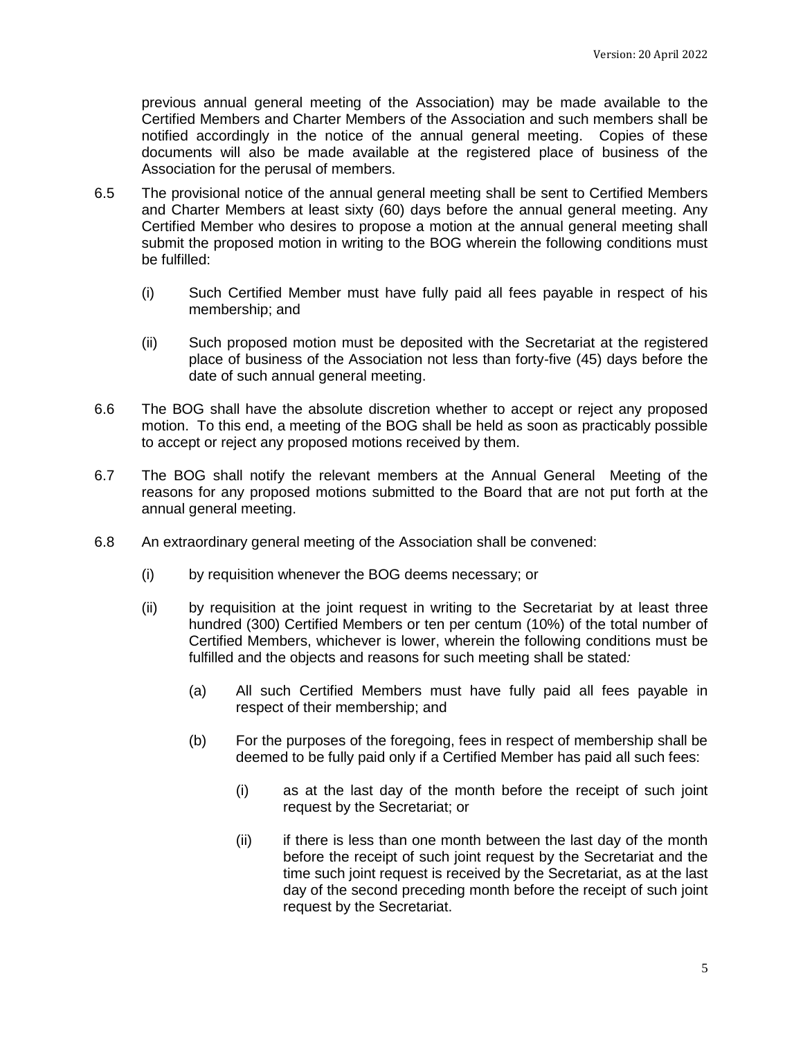previous annual general meeting of the Association) may be made available to the Certified Members and Charter Members of the Association and such members shall be notified accordingly in the notice of the annual general meeting. Copies of these documents will also be made available at the registered place of business of the Association for the perusal of members.

6.5 The provisional notice of the annual general meeting shall be sent to Certified Members and Charter Members at least sixty (60) days before the annual general meeting. Any Certified Member who desires to propose a motion at the annual general meeting shall submit the proposed motion in writing to the BOG wherein the following conditions must be fulfilled:

   (i) Such Certified Member must have fully paid all fees payable in respect of his membership; and

   (ii) Such proposed motion must be deposited with the Secretariat at the registered place of business of the Association not less than forty-five (45) days before the date of such annual general meeting.

6.6 The BOG shall have the absolute discretion whether to accept or reject any proposed motion. To this end, a meeting of the BOG shall be held as soon as practicably possible to accept or reject any proposed motions received by them.

6.7 The BOG shall notify the relevant members at the Annual General Meeting of the reasons for any proposed motions submitted to the Board that are not put forth at the annual general meeting.

6.8 An extraordinary general meeting of the Association shall be convened:

   (i) by requisition whenever the BOG deems necessary; or

   (ii) by requisition at the joint request in writing to the Secretariat by at least three hundred (300) Certified Members or ten per centum (10%) of the total number of Certified Members, whichever is lower, wherein the following conditions must be fulfilled and the objects and reasons for such meeting shall be stated*:*

      (a) All such Certified Members must have fully paid all fees payable in respect of their membership; and

      (b) For the purposes of the foregoing, fees in respect of membership shall be deemed to be fully paid only if a Certified Member has paid all such fees:

         (i) as at the last day of the month before the receipt of such joint request by the Secretariat; or

         (ii) if there is less than one month between the last day of the month before the receipt of such joint request by the Secretariat and the time such joint request is received by the Secretariat, as at the last day of the second preceding month before the receipt of such joint request by the Secretariat.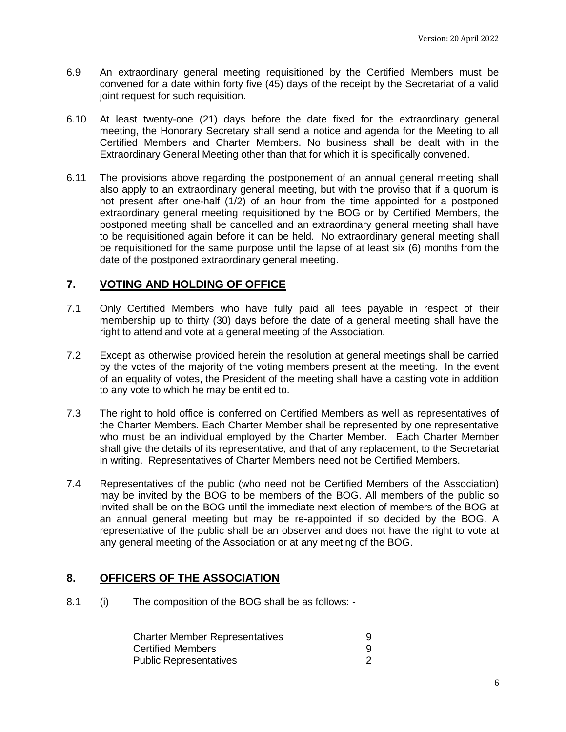6.9 An extraordinary general meeting requisitioned by the Certified Members must be convened for a date within forty five (45) days of the receipt by the Secretariat of a valid joint request for such requisition.

6.10 At least twenty-one (21) days before the date fixed for the extraordinary general meeting, the Honorary Secretary shall send a notice and agenda for the Meeting to all Certified Members and Charter Members. No business shall be dealt with in the Extraordinary General Meeting other than that for which it is specifically convened.

6.11 The provisions above regarding the postponement of an annual general meeting shall also apply to an extraordinary general meeting, but with the proviso that if a quorum is not present after one-half (1/2) of an hour from the time appointed for a postponed extraordinary general meeting requisitioned by the BOG or by Certified Members, the postponed meeting shall be cancelled and an extraordinary general meeting shall have to be requisitioned again before it can be held. No extraordinary general meeting shall be requisitioned for the same purpose until the lapse of at least six (6) months from the date of the postponed extraordinary general meeting.

## 7. VOTING AND HOLDING OF OFFICE

7.1 Only Certified Members who have fully paid all fees payable in respect of their membership up to thirty (30) days before the date of a general meeting shall have the right to attend and vote at a general meeting of the Association.

7.2 Except as otherwise provided herein the resolution at general meetings shall be carried by the votes of the majority of the voting members present at the meeting. In the event of an equality of votes, the President of the meeting shall have a casting vote in addition to any vote to which he may be entitled to.

7.3 The right to hold office is conferred on Certified Members as well as representatives of the Charter Members. Each Charter Member shall be represented by one representative who must be an individual employed by the Charter Member. Each Charter Member shall give the details of its representative, and that of any replacement, to the Secretariat in writing. Representatives of Charter Members need not be Certified Members.

7.4 Representatives of the public (who need not be Certified Members of the Association) may be invited by the BOG to be members of the BOG. All members of the public so invited shall be on the BOG until the immediate next election of members of the BOG at an annual general meeting but may be re-appointed if so decided by the BOG. A representative of the public shall be an observer and does not have the right to vote at any general meeting of the Association or at any meeting of the BOG.

## 8. OFFICERS OF THE ASSOCIATION

8.1 (i) The composition of the BOG shall be as follows: -

| | |
|---|---|
| Charter Member Representatives | 9 |
| Certified Members | 9 |
| Public Representatives | 2 |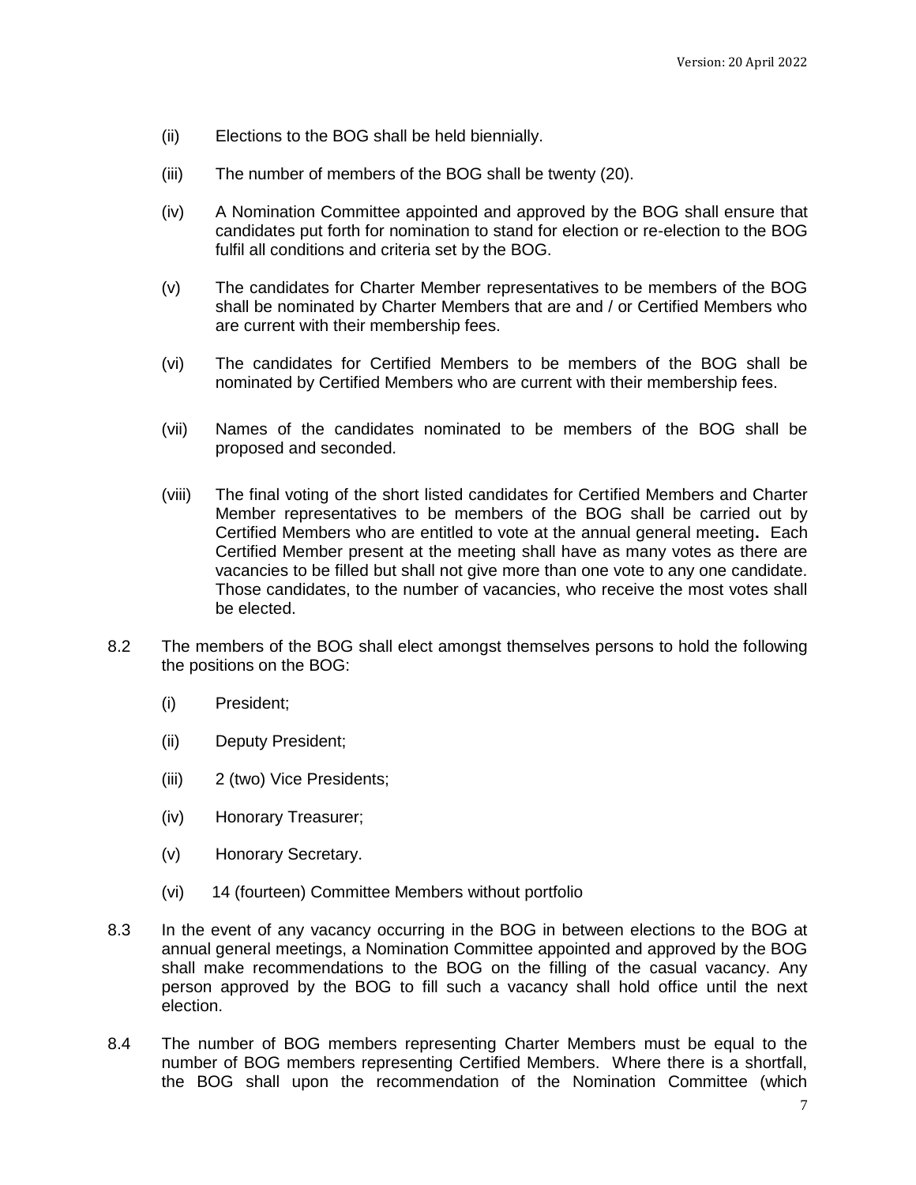(ii) Elections to the BOG shall be held biennially.

(iii) The number of members of the BOG shall be twenty (20).

(iv) A Nomination Committee appointed and approved by the BOG shall ensure that candidates put forth for nomination to stand for election or re-election to the BOG fulfil all conditions and criteria set by the BOG.

(v) The candidates for Charter Member representatives to be members of the BOG shall be nominated by Charter Members that are and / or Certified Members who are current with their membership fees.

(vi) The candidates for Certified Members to be members of the BOG shall be nominated by Certified Members who are current with their membership fees.

(vii) Names of the candidates nominated to be members of the BOG shall be proposed and seconded.

(viii) The final voting of the short listed candidates for Certified Members and Charter Member representatives to be members of the BOG shall be carried out by Certified Members who are entitled to vote at the annual general meeting**.** Each Certified Member present at the meeting shall have as many votes as there are vacancies to be filled but shall not give more than one vote to any one candidate. Those candidates, to the number of vacancies, who receive the most votes shall be elected.

8.2 The members of the BOG shall elect amongst themselves persons to hold the following the positions on the BOG:

(i) President;

(ii) Deputy President;

(iii) 2 (two) Vice Presidents;

(iv) Honorary Treasurer;

(v) Honorary Secretary.

(vi) 14 (fourteen) Committee Members without portfolio

8.3 In the event of any vacancy occurring in the BOG in between elections to the BOG at annual general meetings, a Nomination Committee appointed and approved by the BOG shall make recommendations to the BOG on the filling of the casual vacancy. Any person approved by the BOG to fill such a vacancy shall hold office until the next election.

8.4 The number of BOG members representing Charter Members must be equal to the number of BOG members representing Certified Members. Where there is a shortfall, the BOG shall upon the recommendation of the Nomination Committee (which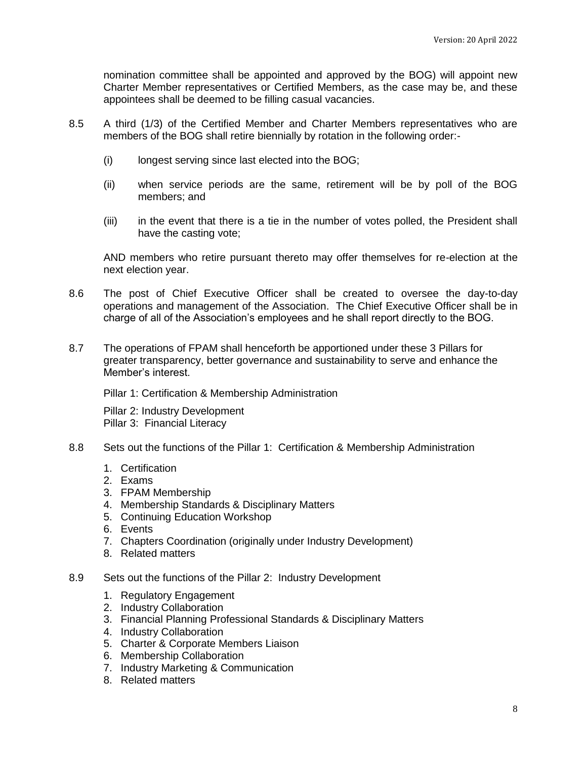nomination committee shall be appointed and approved by the BOG) will appoint new Charter Member representatives or Certified Members, as the case may be, and these appointees shall be deemed to be filling casual vacancies.

8.5 A third (1/3) of the Certified Member and Charter Members representatives who are members of the BOG shall retire biennially by rotation in the following order:-

(i) longest serving since last elected into the BOG;

(ii) when service periods are the same, retirement will be by poll of the BOG members; and

(iii) in the event that there is a tie in the number of votes polled, the President shall have the casting vote;

AND members who retire pursuant thereto may offer themselves for re-election at the next election year.

8.6 The post of Chief Executive Officer shall be created to oversee the day-to-day operations and management of the Association. The Chief Executive Officer shall be in charge of all of the Association's employees and he shall report directly to the BOG.

8.7 The operations of FPAM shall henceforth be apportioned under these 3 Pillars for greater transparency, better governance and sustainability to serve and enhance the Member's interest.

Pillar 1: Certification & Membership Administration

Pillar 2: Industry Development
Pillar 3: Financial Literacy

8.8 Sets out the functions of the Pillar 1: Certification & Membership Administration

1. Certification
2. Exams
3. FPAM Membership
4. Membership Standards & Disciplinary Matters
5. Continuing Education Workshop
6. Events
7. Chapters Coordination (originally under Industry Development)
8. Related matters

8.9 Sets out the functions of the Pillar 2: Industry Development

1. Regulatory Engagement
2. Industry Collaboration
3. Financial Planning Professional Standards & Disciplinary Matters
4. Industry Collaboration
5. Charter & Corporate Members Liaison
6. Membership Collaboration
7. Industry Marketing & Communication
8. Related matters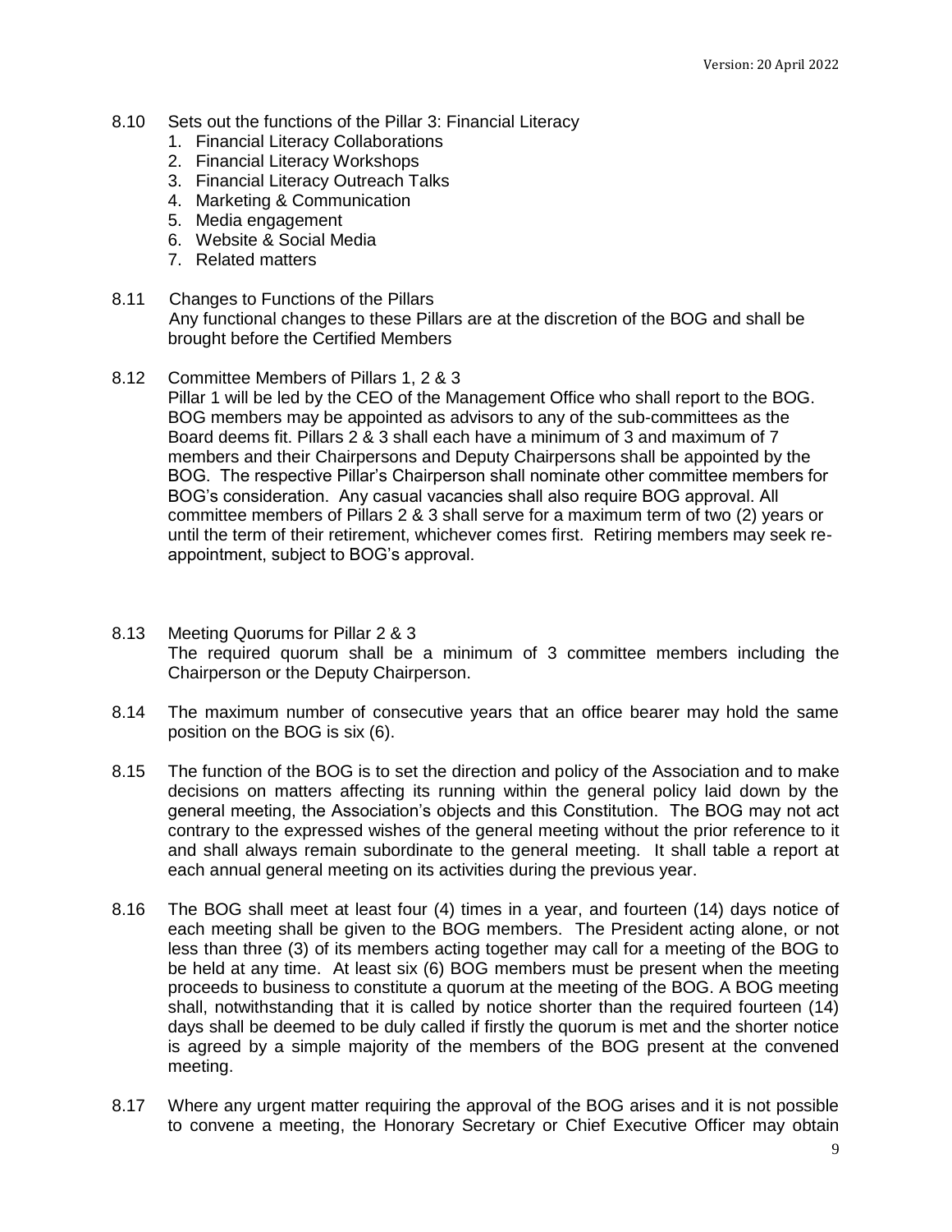8.10 Sets out the functions of the Pillar 3: Financial Literacy

1. Financial Literacy Collaborations
2. Financial Literacy Workshops
3. Financial Literacy Outreach Talks
4. Marketing & Communication
5. Media engagement
6. Website & Social Media
7. Related matters

8.11 Changes to Functions of the Pillars
Any functional changes to these Pillars are at the discretion of the BOG and shall be brought before the Certified Members

8.12 Committee Members of Pillars 1, 2 & 3
Pillar 1 will be led by the CEO of the Management Office who shall report to the BOG. BOG members may be appointed as advisors to any of the sub-committees as the Board deems fit. Pillars 2 & 3 shall each have a minimum of 3 and maximum of 7 members and their Chairpersons and Deputy Chairpersons shall be appointed by the BOG. The respective Pillar's Chairperson shall nominate other committee members for BOG's consideration. Any casual vacancies shall also require BOG approval. All committee members of Pillars 2 & 3 shall serve for a maximum term of two (2) years or until the term of their retirement, whichever comes first. Retiring members may seek re-appointment, subject to BOG's approval.

8.13 Meeting Quorums for Pillar 2 & 3
The required quorum shall be a minimum of 3 committee members including the Chairperson or the Deputy Chairperson.

8.14 The maximum number of consecutive years that an office bearer may hold the same position on the BOG is six (6).

8.15 The function of the BOG is to set the direction and policy of the Association and to make decisions on matters affecting its running within the general policy laid down by the general meeting, the Association's objects and this Constitution. The BOG may not act contrary to the expressed wishes of the general meeting without the prior reference to it and shall always remain subordinate to the general meeting. It shall table a report at each annual general meeting on its activities during the previous year.

8.16 The BOG shall meet at least four (4) times in a year, and fourteen (14) days notice of each meeting shall be given to the BOG members. The President acting alone, or not less than three (3) of its members acting together may call for a meeting of the BOG to be held at any time. At least six (6) BOG members must be present when the meeting proceeds to business to constitute a quorum at the meeting of the BOG. A BOG meeting shall, notwithstanding that it is called by notice shorter than the required fourteen (14) days shall be deemed to be duly called if firstly the quorum is met and the shorter notice is agreed by a simple majority of the members of the BOG present at the convened meeting.

8.17 Where any urgent matter requiring the approval of the BOG arises and it is not possible to convene a meeting, the Honorary Secretary or Chief Executive Officer may obtain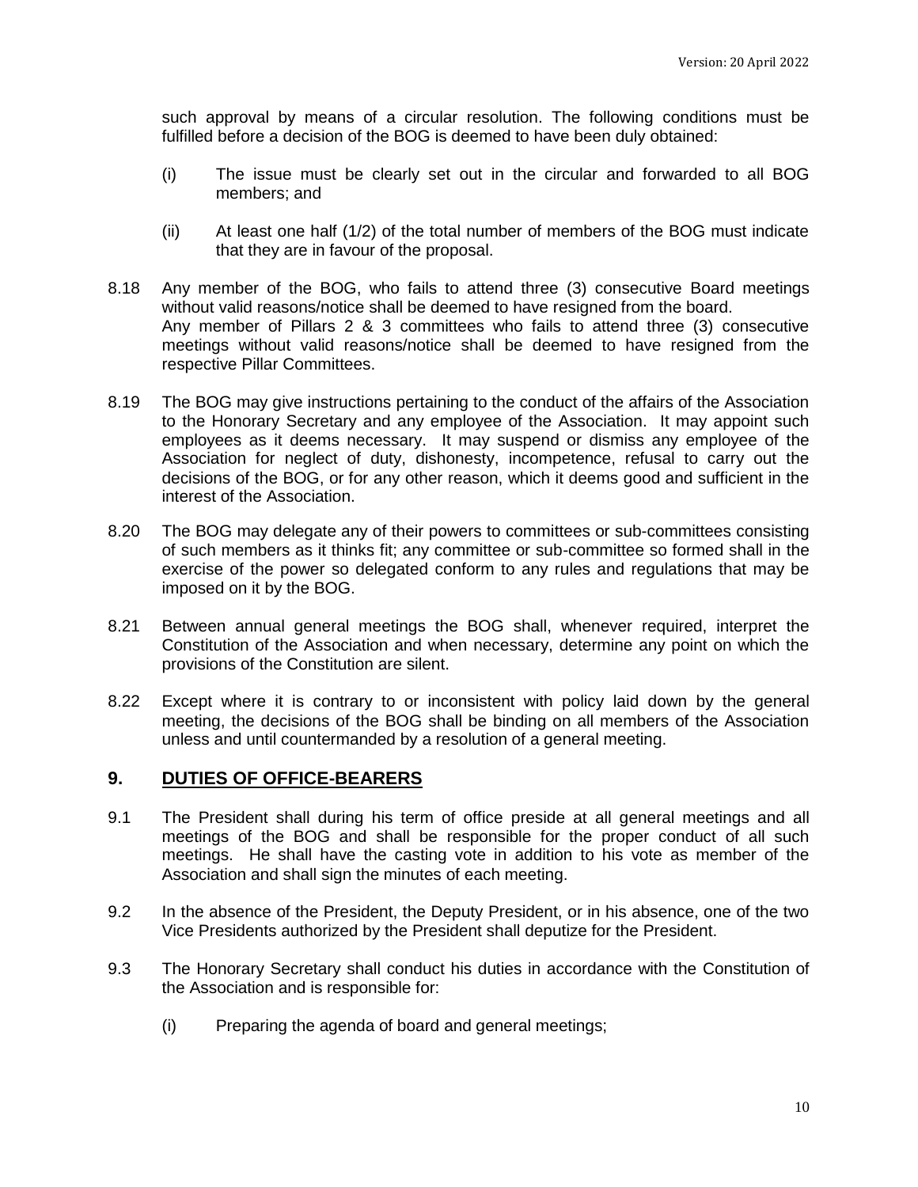such approval by means of a circular resolution. The following conditions must be fulfilled before a decision of the BOG is deemed to have been duly obtained:

(i) The issue must be clearly set out in the circular and forwarded to all BOG members; and

(ii) At least one half (1/2) of the total number of members of the BOG must indicate that they are in favour of the proposal.

8.18 Any member of the BOG, who fails to attend three (3) consecutive Board meetings without valid reasons/notice shall be deemed to have resigned from the board.
Any member of Pillars 2 & 3 committees who fails to attend three (3) consecutive meetings without valid reasons/notice shall be deemed to have resigned from the respective Pillar Committees.

8.19 The BOG may give instructions pertaining to the conduct of the affairs of the Association to the Honorary Secretary and any employee of the Association. It may appoint such employees as it deems necessary. It may suspend or dismiss any employee of the Association for neglect of duty, dishonesty, incompetence, refusal to carry out the decisions of the BOG, or for any other reason, which it deems good and sufficient in the interest of the Association.

8.20 The BOG may delegate any of their powers to committees or sub-committees consisting of such members as it thinks fit; any committee or sub-committee so formed shall in the exercise of the power so delegated conform to any rules and regulations that may be imposed on it by the BOG.

8.21 Between annual general meetings the BOG shall, whenever required, interpret the Constitution of the Association and when necessary, determine any point on which the provisions of the Constitution are silent.

8.22 Except where it is contrary to or inconsistent with policy laid down by the general meeting, the decisions of the BOG shall be binding on all members of the Association unless and until countermanded by a resolution of a general meeting.

## 9. DUTIES OF OFFICE-BEARERS

9.1 The President shall during his term of office preside at all general meetings and all meetings of the BOG and shall be responsible for the proper conduct of all such meetings. He shall have the casting vote in addition to his vote as member of the Association and shall sign the minutes of each meeting.

9.2 In the absence of the President, the Deputy President, or in his absence, one of the two Vice Presidents authorized by the President shall deputize for the President.

9.3 The Honorary Secretary shall conduct his duties in accordance with the Constitution of the Association and is responsible for:

(i) Preparing the agenda of board and general meetings;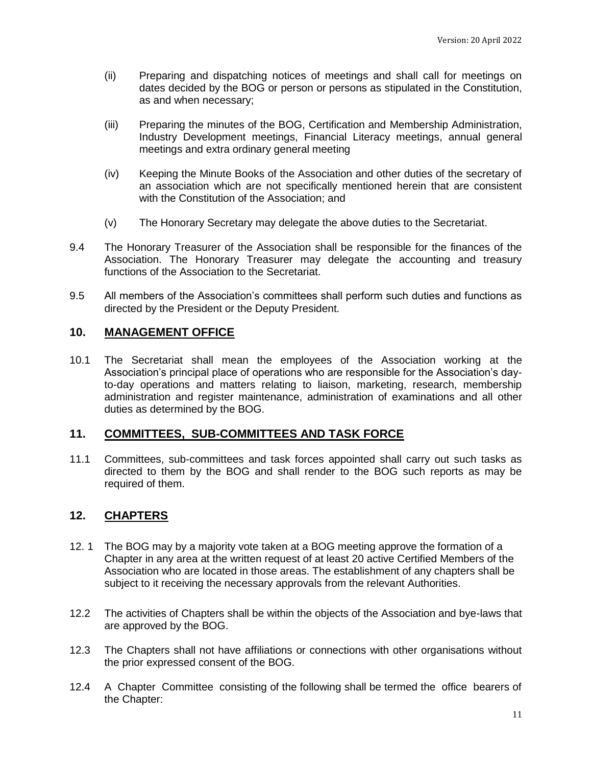(ii) Preparing and dispatching notices of meetings and shall call for meetings on dates decided by the BOG or person or persons as stipulated in the Constitution, as and when necessary;

(iii) Preparing the minutes of the BOG, Certification and Membership Administration, Industry Development meetings, Financial Literacy meetings, annual general meetings and extra ordinary general meeting

(iv) Keeping the Minute Books of the Association and other duties of the secretary of an association which are not specifically mentioned herein that are consistent with the Constitution of the Association; and

(v) The Honorary Secretary may delegate the above duties to the Secretariat.

9.4 The Honorary Treasurer of the Association shall be responsible for the finances of the Association. The Honorary Treasurer may delegate the accounting and treasury functions of the Association to the Secretariat.

9.5 All members of the Association's committees shall perform such duties and functions as directed by the President or the Deputy President.

## 10. MANAGEMENT OFFICE

10.1 The Secretariat shall mean the employees of the Association working at the Association's principal place of operations who are responsible for the Association's day-to-day operations and matters relating to liaison, marketing, research, membership administration and register maintenance, administration of examinations and all other duties as determined by the BOG.

## 11. COMMITTEES, SUB-COMMITTEES AND TASK FORCE

11.1 Committees, sub-committees and task forces appointed shall carry out such tasks as directed to them by the BOG and shall render to the BOG such reports as may be required of them.

## 12. CHAPTERS

12. 1 The BOG may by a majority vote taken at a BOG meeting approve the formation of a Chapter in any area at the written request of at least 20 active Certified Members of the Association who are located in those areas. The establishment of any chapters shall be subject to it receiving the necessary approvals from the relevant Authorities.

12.2 The activities of Chapters shall be within the objects of the Association and bye-laws that are approved by the BOG.

12.3 The Chapters shall not have affiliations or connections with other organisations without the prior expressed consent of the BOG.

12.4 A Chapter Committee consisting of the following shall be termed the office bearers of the Chapter: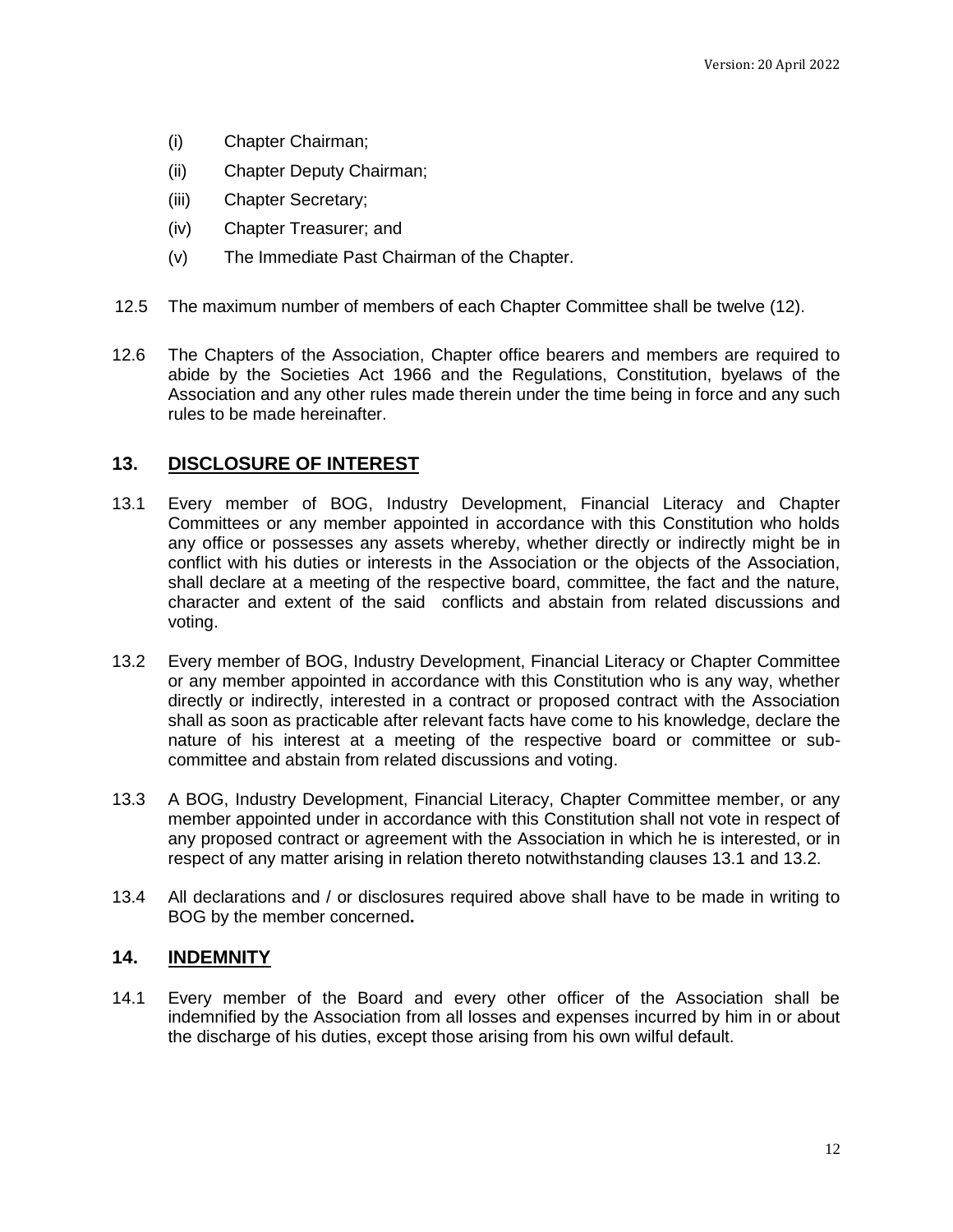(i) Chapter Chairman;

(ii) Chapter Deputy Chairman;

(iii) Chapter Secretary;

(iv) Chapter Treasurer; and

(v) The Immediate Past Chairman of the Chapter.

12.5 The maximum number of members of each Chapter Committee shall be twelve (12).

12.6 The Chapters of the Association, Chapter office bearers and members are required to abide by the Societies Act 1966 and the Regulations, Constitution, byelaws of the Association and any other rules made therein under the time being in force and any such rules to be made hereinafter.

## 13. DISCLOSURE OF INTEREST

13.1 Every member of BOG, Industry Development, Financial Literacy and Chapter Committees or any member appointed in accordance with this Constitution who holds any office or possesses any assets whereby, whether directly or indirectly might be in conflict with his duties or interests in the Association or the objects of the Association, shall declare at a meeting of the respective board, committee, the fact and the nature, character and extent of the said conflicts and abstain from related discussions and voting.

13.2 Every member of BOG, Industry Development, Financial Literacy or Chapter Committee or any member appointed in accordance with this Constitution who is any way, whether directly or indirectly, interested in a contract or proposed contract with the Association shall as soon as practicable after relevant facts have come to his knowledge, declare the nature of his interest at a meeting of the respective board or committee or sub-committee and abstain from related discussions and voting.

13.3 A BOG, Industry Development, Financial Literacy, Chapter Committee member, or any member appointed under in accordance with this Constitution shall not vote in respect of any proposed contract or agreement with the Association in which he is interested, or in respect of any matter arising in relation thereto notwithstanding clauses 13.1 and 13.2.

13.4 All declarations and / or disclosures required above shall have to be made in writing to BOG by the member concerned**.**

## 14. INDEMNITY

14.1 Every member of the Board and every other officer of the Association shall be indemnified by the Association from all losses and expenses incurred by him in or about the discharge of his duties, except those arising from his own wilful default.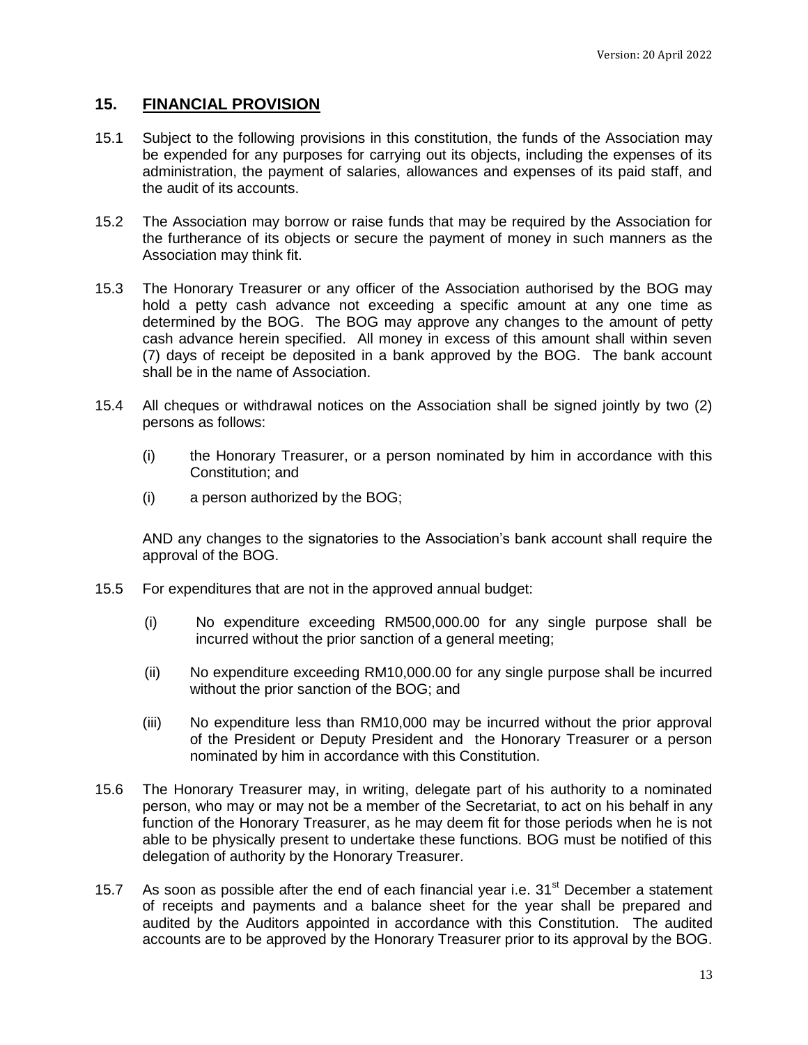## 15. FINANCIAL PROVISION

15.1 Subject to the following provisions in this constitution, the funds of the Association may be expended for any purposes for carrying out its objects, including the expenses of its administration, the payment of salaries, allowances and expenses of its paid staff, and the audit of its accounts.

15.2 The Association may borrow or raise funds that may be required by the Association for the furtherance of its objects or secure the payment of money in such manners as the Association may think fit.

15.3 The Honorary Treasurer or any officer of the Association authorised by the BOG may hold a petty cash advance not exceeding a specific amount at any one time as determined by the BOG. The BOG may approve any changes to the amount of petty cash advance herein specified. All money in excess of this amount shall within seven (7) days of receipt be deposited in a bank approved by the BOG. The bank account shall be in the name of Association.

15.4 All cheques or withdrawal notices on the Association shall be signed jointly by two (2) persons as follows:

(i) the Honorary Treasurer, or a person nominated by him in accordance with this Constitution; and

(i) a person authorized by the BOG;

AND any changes to the signatories to the Association's bank account shall require the approval of the BOG.

15.5 For expenditures that are not in the approved annual budget:

(i) No expenditure exceeding RM500,000.00 for any single purpose shall be incurred without the prior sanction of a general meeting;

(ii) No expenditure exceeding RM10,000.00 for any single purpose shall be incurred without the prior sanction of the BOG; and

(iii) No expenditure less than RM10,000 may be incurred without the prior approval of the President or Deputy President and the Honorary Treasurer or a person nominated by him in accordance with this Constitution.

15.6 The Honorary Treasurer may, in writing, delegate part of his authority to a nominated person, who may or may not be a member of the Secretariat, to act on his behalf in any function of the Honorary Treasurer, as he may deem fit for those periods when he is not able to be physically present to undertake these functions. BOG must be notified of this delegation of authority by the Honorary Treasurer.

15.7 As soon as possible after the end of each financial year i.e. 31st December a statement of receipts and payments and a balance sheet for the year shall be prepared and audited by the Auditors appointed in accordance with this Constitution. The audited accounts are to be approved by the Honorary Treasurer prior to its approval by the BOG.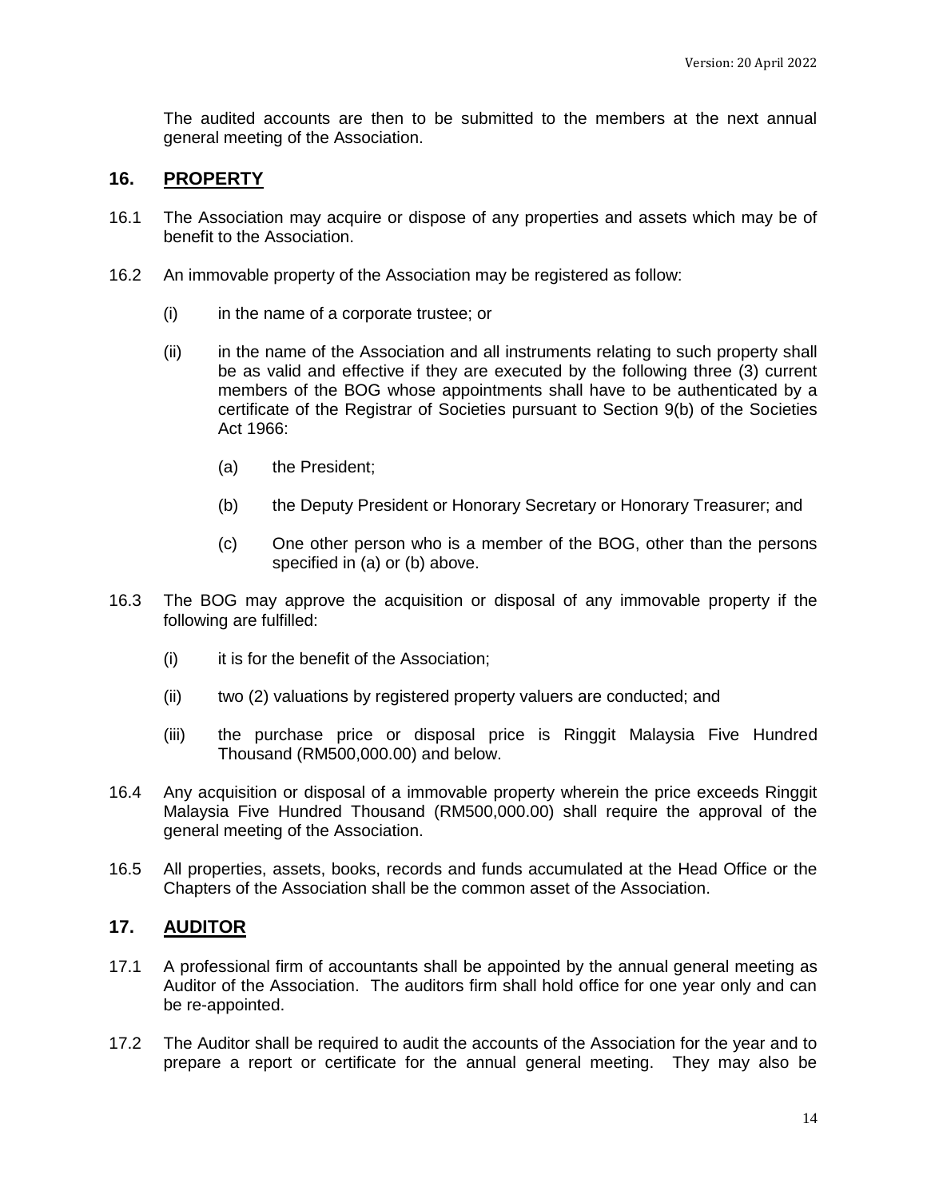The audited accounts are then to be submitted to the members at the next annual general meeting of the Association.

## 16. PROPERTY

16.1 The Association may acquire or dispose of any properties and assets which may be of benefit to the Association.

16.2 An immovable property of the Association may be registered as follow:

(i) in the name of a corporate trustee; or

(ii) in the name of the Association and all instruments relating to such property shall be as valid and effective if they are executed by the following three (3) current members of the BOG whose appointments shall have to be authenticated by a certificate of the Registrar of Societies pursuant to Section 9(b) of the Societies Act 1966:

(a) the President;

(b) the Deputy President or Honorary Secretary or Honorary Treasurer; and

(c) One other person who is a member of the BOG, other than the persons specified in (a) or (b) above.

16.3 The BOG may approve the acquisition or disposal of any immovable property if the following are fulfilled:

(i) it is for the benefit of the Association;

(ii) two (2) valuations by registered property valuers are conducted; and

(iii) the purchase price or disposal price is Ringgit Malaysia Five Hundred Thousand (RM500,000.00) and below.

16.4 Any acquisition or disposal of a immovable property wherein the price exceeds Ringgit Malaysia Five Hundred Thousand (RM500,000.00) shall require the approval of the general meeting of the Association.

16.5 All properties, assets, books, records and funds accumulated at the Head Office or the Chapters of the Association shall be the common asset of the Association.

## 17. AUDITOR

17.1 A professional firm of accountants shall be appointed by the annual general meeting as Auditor of the Association. The auditors firm shall hold office for one year only and can be re-appointed.

17.2 The Auditor shall be required to audit the accounts of the Association for the year and to prepare a report or certificate for the annual general meeting. They may also be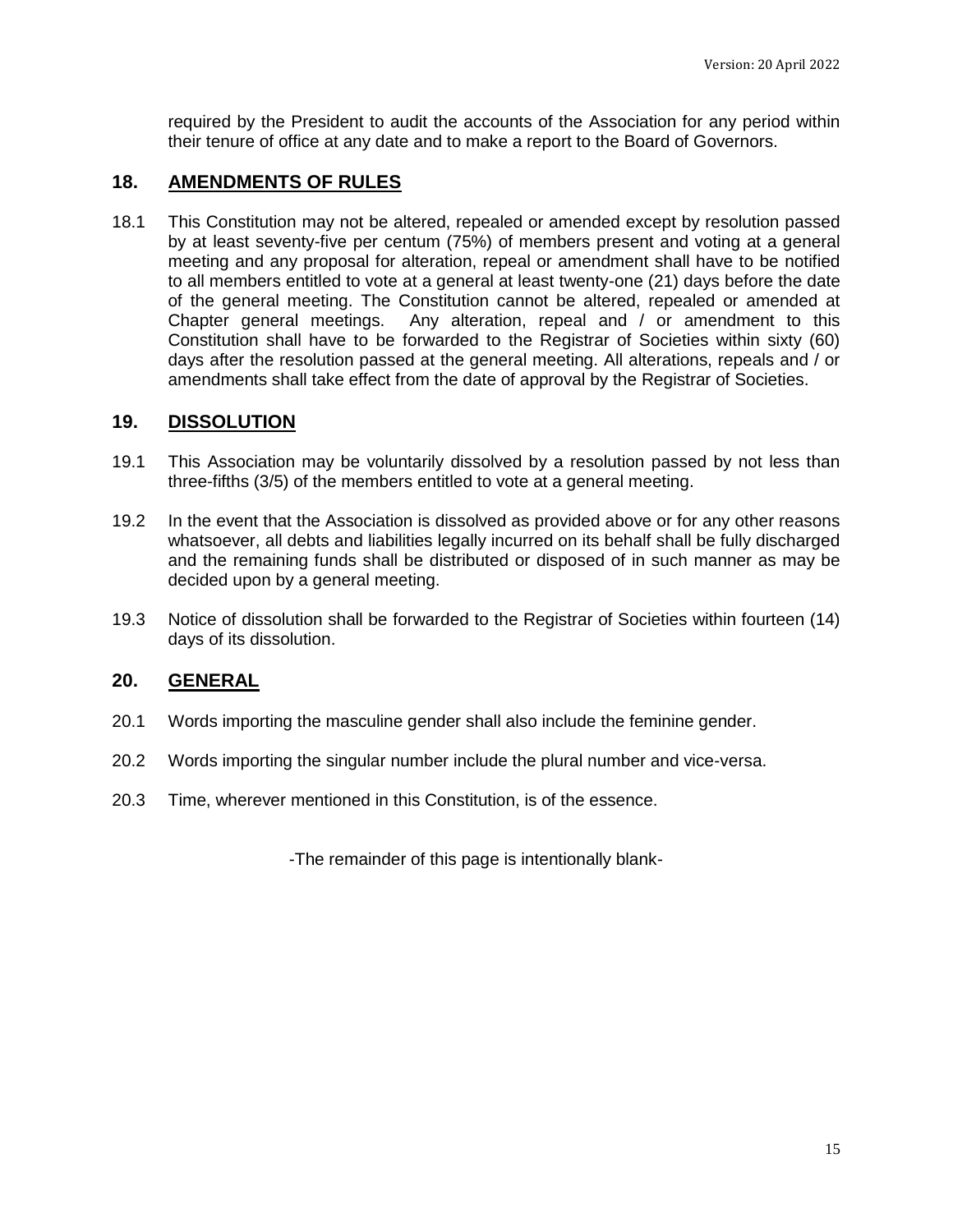required by the President to audit the accounts of the Association for any period within their tenure of office at any date and to make a report to the Board of Governors.

## 18. AMENDMENTS OF RULES

18.1 This Constitution may not be altered, repealed or amended except by resolution passed by at least seventy-five per centum (75%) of members present and voting at a general meeting and any proposal for alteration, repeal or amendment shall have to be notified to all members entitled to vote at a general at least twenty-one (21) days before the date of the general meeting. The Constitution cannot be altered, repealed or amended at Chapter general meetings. Any alteration, repeal and / or amendment to this Constitution shall have to be forwarded to the Registrar of Societies within sixty (60) days after the resolution passed at the general meeting. All alterations, repeals and / or amendments shall take effect from the date of approval by the Registrar of Societies.

## 19. DISSOLUTION

19.1 This Association may be voluntarily dissolved by a resolution passed by not less than three-fifths (3/5) of the members entitled to vote at a general meeting.

19.2 In the event that the Association is dissolved as provided above or for any other reasons whatsoever, all debts and liabilities legally incurred on its behalf shall be fully discharged and the remaining funds shall be distributed or disposed of in such manner as may be decided upon by a general meeting.

19.3 Notice of dissolution shall be forwarded to the Registrar of Societies within fourteen (14) days of its dissolution.

## 20. GENERAL

20.1 Words importing the masculine gender shall also include the feminine gender.

20.2 Words importing the singular number include the plural number and vice-versa.

20.3 Time, wherever mentioned in this Constitution, is of the essence.

-The remainder of this page is intentionally blank-